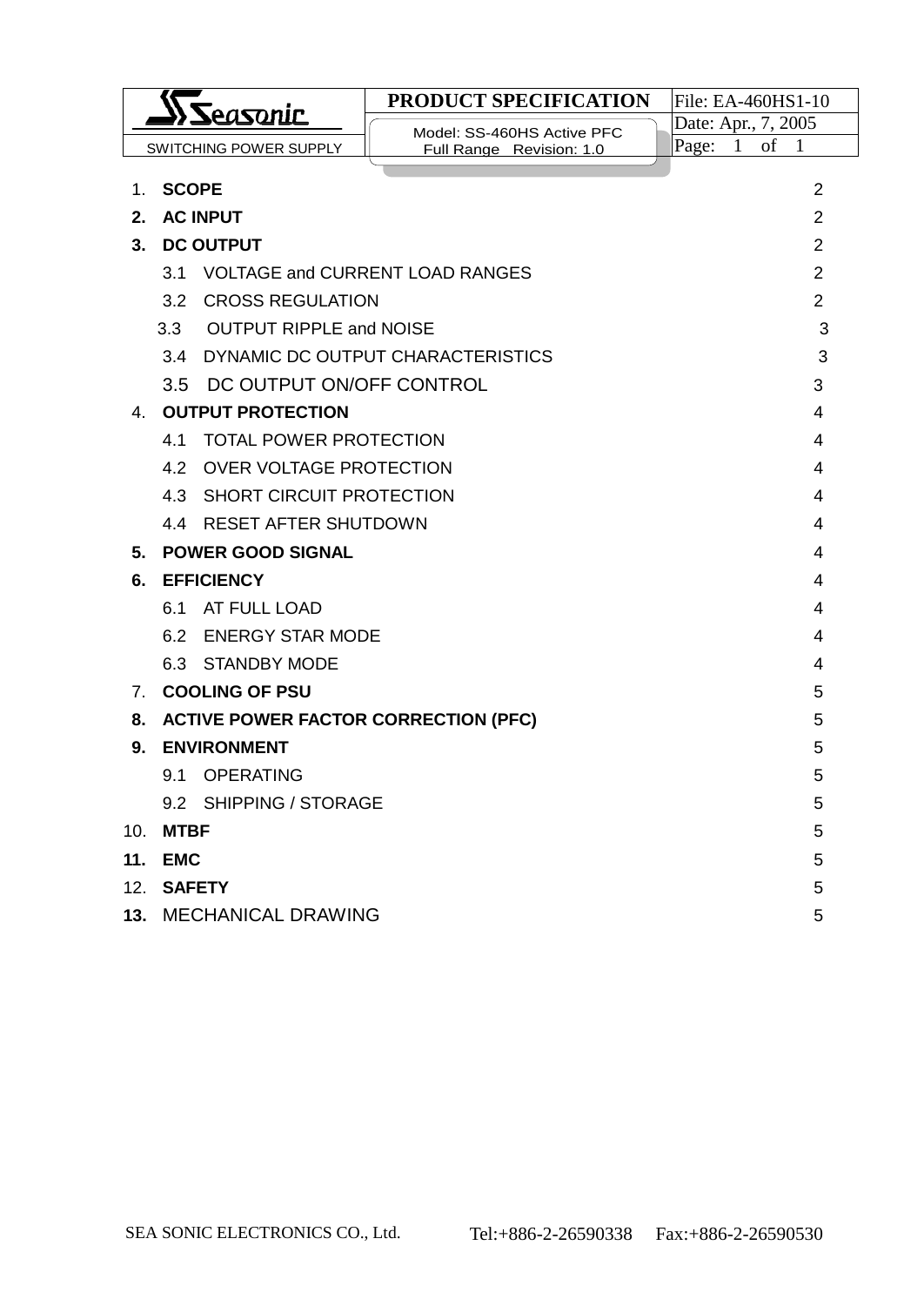| Seasonic SWITCHING POWER SUPPLY | PRODUCT SPECIFICATION | File: EA-460HS1-10 |
|---|---|---|
| | Model: SS-460HS Active PFC Full Range Revision: 1.0 | Date: Apr., 7, 2005 |

1. **SCOPE** 2
2. **AC INPUT** 2
3. **DC OUTPUT** 2
   - 3.1 VOLTAGE and CURRENT LOAD RANGES 2
   - 3.2 CROSS REGULATION 2
   - 3.3 OUTPUT RIPPLE and NOISE 3
   - 3.4 DYNAMIC DC OUTPUT CHARACTERISTICS 3
   - 3.5 DC OUTPUT ON/OFF CONTROL 3
4. **OUTPUT PROTECTION** 4
   - 4.1 TOTAL POWER PROTECTION 4
   - 4.2 OVER VOLTAGE PROTECTION 4
   - 4.3 SHORT CIRCUIT PROTECTION 4
   - 4.4 RESET AFTER SHUTDOWN 4
5. **POWER GOOD SIGNAL** 4
6. **EFFICIENCY** 4
   - 6.1 AT FULL LOAD 4
   - 6.2 ENERGY STAR MODE 4
   - 6.3 STANDBY MODE 4
7. **COOLING OF PSU** 5
8. **ACTIVE POWER FACTOR CORRECTION (PFC)** 5
9. **ENVIRONMENT** 5
   - 9.1 OPERATING 5
   - 9.2 SHIPPING / STORAGE 5
10. **MTBF** 5
11. **EMC** 5
12. **SAFETY** 5
13. MECHANICAL DRAWING 5

SEA SONIC ELECTRONICS CO., Ltd. Tel:+886-2-26590338 Fax:+886-2-26590530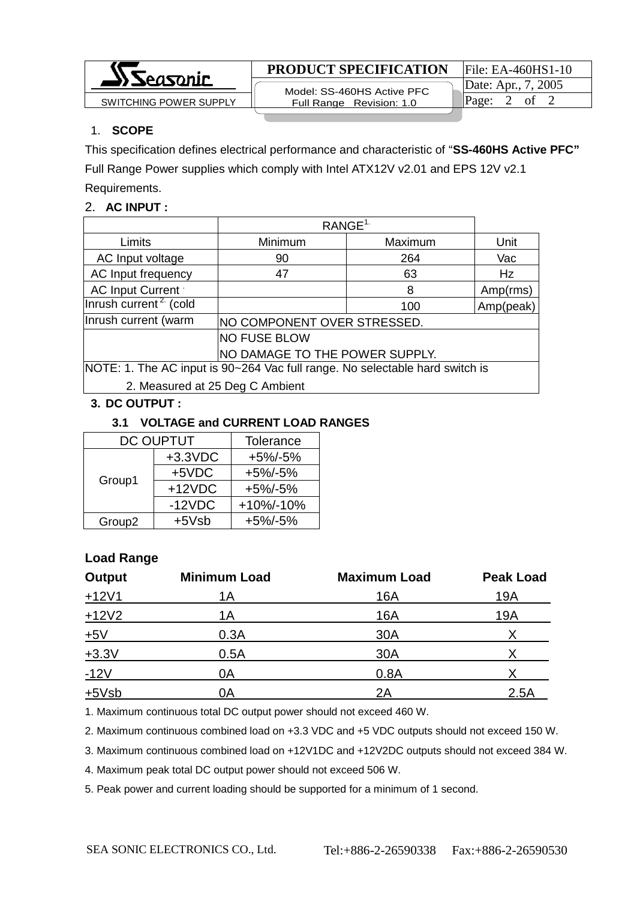1. **SCOPE**

This specification defines electrical performance and characteristic of "**SS-460HS Active PFC"** Full Range Power supplies which comply with Intel ATX12V v2.01 and EPS 12V v2.1 Requirements.

2. **AC INPUT :**

| | RANGE[1.] | | |
|---|---|---|---|
| Limits | Minimum | Maximum | Unit |
| AC Input voltage | 90 | 264 | Vac |
| AC Input frequency | 47 | 63 | Hz |
| AC Input Current | | 8 | Amp(rms) |
| Inrush current[2.] (cold | | 100 | Amp(peak) |
| Inrush current (warm | NO COMPONENT OVER STRESSED. | | |
| | NO FUSE BLOW<br>NO DAMAGE TO THE POWER SUPPLY. | | |
| NOTE: 1. The AC input is 90~264 Vac full range. No selectable hard switch is<br>2. Measured at 25 Deg C Ambient | | | |

3. **DC OUTPUT :**

**3.1 VOLTAGE and CURRENT LOAD RANGES**

| DC OUPTUT | | Tolerance |
|---|---|---|
| Group1 | +3.3VDC | +5%/-5% |
| | +5VDC | +5%/-5% |
| | +12VDC | +5%/-5% |
| | -12VDC | +10%/-10% |
| Group2 | +5Vsb | +5%/-5% |

**Load Range**

| Output | Minimum Load | Maximum Load | Peak Load |
|---|---|---|---|
| +12V1 | 1A | 16A | 19A |
| +12V2 | 1A | 16A | 19A |
| +5V | 0.3A | 30A | X |
| +3.3V | 0.5A | 30A | X |
| -12V | 0A | 0.8A | X |
| +5Vsb | 0A | 2A | 2.5A |

1. Maximum continuous total DC output power should not exceed 460 W.
2. Maximum continuous combined load on +3.3 VDC and +5 VDC outputs should not exceed 150 W.
3. Maximum continuous combined load on +12V1DC and +12V2DC outputs should not exceed 384 W.
4. Maximum peak total DC output power should not exceed 506 W.
5. Peak power and current loading should be supported for a minimum of 1 second.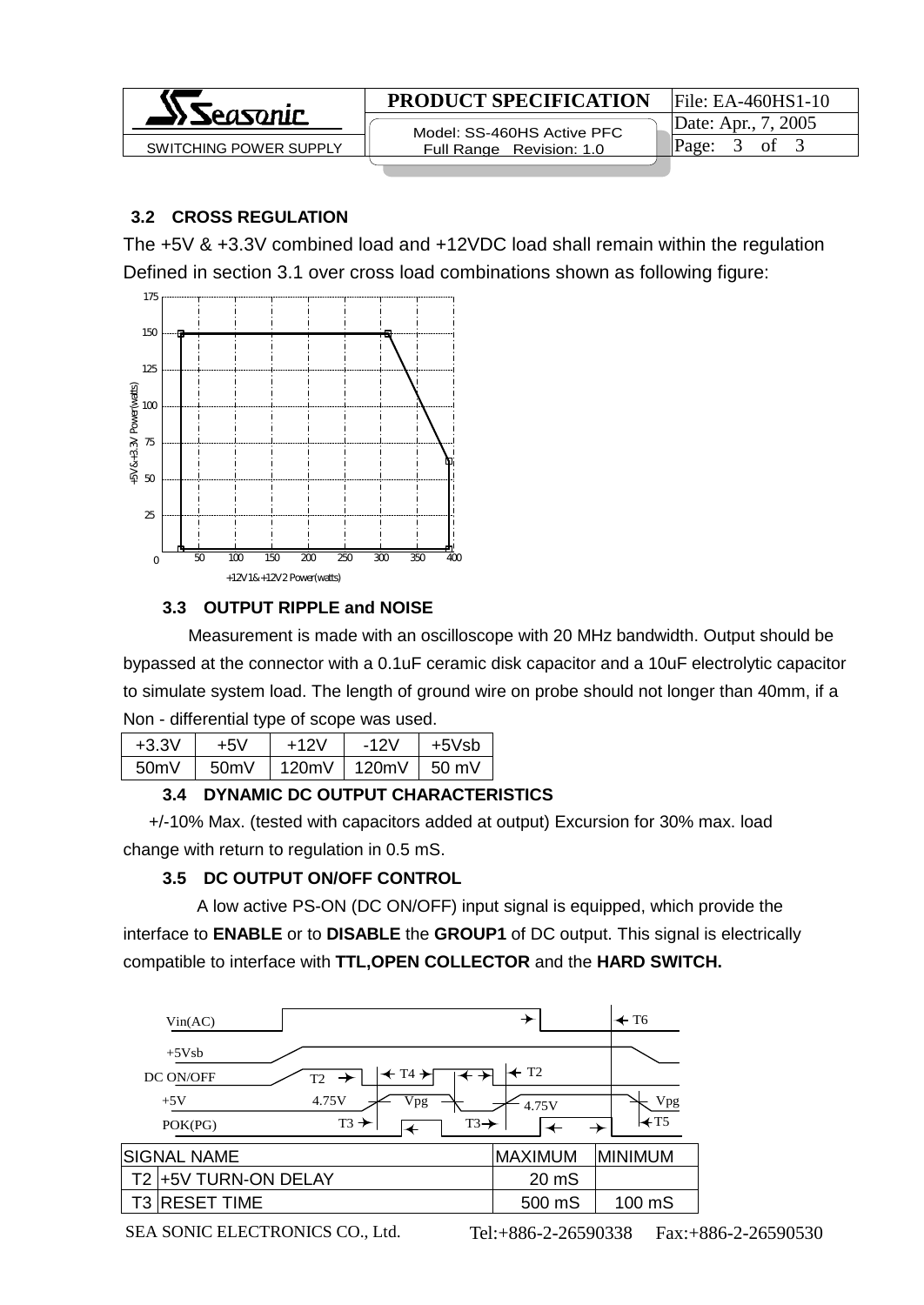### 3.2 CROSS REGULATION

The +5V & +3.3V combined load and +12VDC load shall remain within the regulation Defined in section 3.1 over cross load combinations shown as following figure:

### 3.3 OUTPUT RIPPLE and NOISE

Measurement is made with an oscilloscope with 20 MHz bandwidth. Output should be bypassed at the connector with a 0.1uF ceramic disk capacitor and a 10uF electrolytic capacitor to simulate system load. The length of ground wire on probe should not longer than 40mm, if a Non - differential type of scope was used.

| +3.3V | +5V | +12V | -12V | +5Vsb |
|---|---|---|---|---|
| 50mV | 50mV | 120mV | 120mV | 50 mV |

### 3.4 DYNAMIC DC OUTPUT CHARACTERISTICS

+/-10% Max. (tested with capacitors added at output) Excursion for 30% max. load change with return to regulation in 0.5 mS.

### 3.5 DC OUTPUT ON/OFF CONTROL

A low active PS-ON (DC ON/OFF) input signal is equipped, which provide the interface to **ENABLE** or to **DISABLE** the **GROUP1** of DC output. This signal is electrically compatible to interface with **TTL,OPEN COLLECTOR** and the **HARD SWITCH.**

| | SIGNAL NAME | MAXIMUM | MINIMUM |
|---|---|---|---|
| T2 | +5V TURN-ON DELAY | 20 mS | |
| T3 | RESET TIME | 500 mS | 100 mS |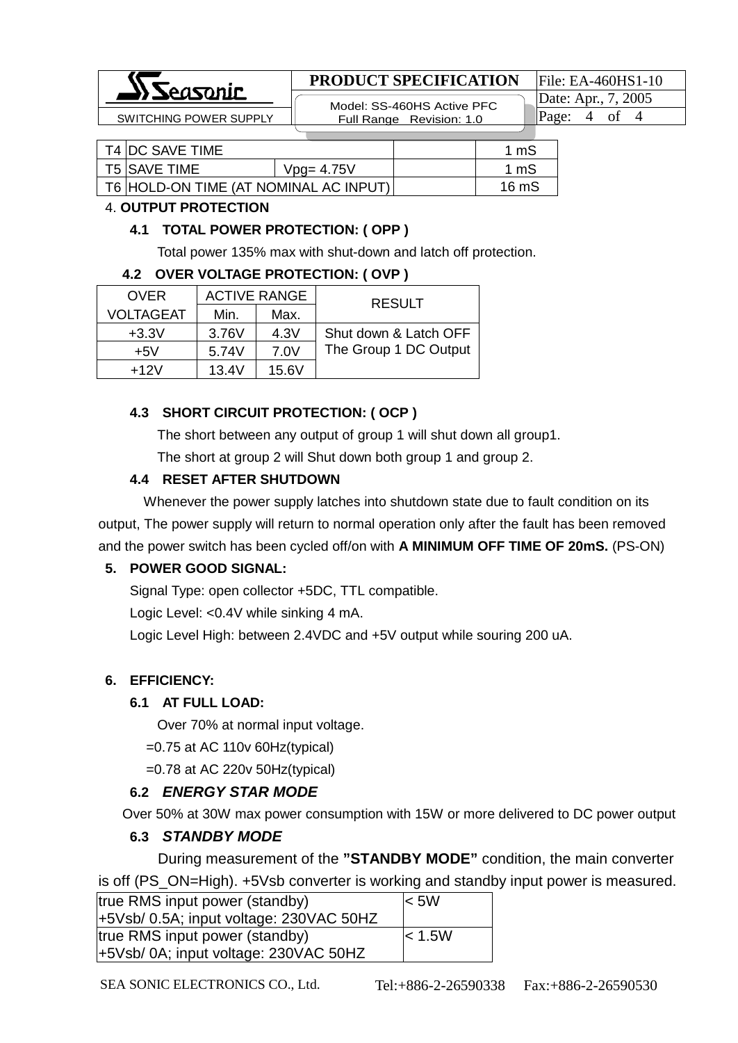| T4 | DC SAVE TIME | | | 1 mS |
|---|---|---|---|---|
| T5 | SAVE TIME | Vpg= 4.75V | | 1 mS |
| T6 | HOLD-ON TIME (AT NOMINAL AC INPUT) | | | 16 mS |

4. **OUTPUT PROTECTION**

**4.1 TOTAL POWER PROTECTION: ( OPP )**

Total power 135% max with shut-down and latch off protection.

**4.2 OVER VOLTAGE PROTECTION: ( OVP )**

| OVER VOLTAGEAT | ACTIVE RANGE | | RESULT |
|---|---|---|---|
| | Min. | Max. | |
| +3.3V | 3.76V | 4.3V | Shut down & Latch OFF The Group 1 DC Output |
| +5V | 5.74V | 7.0V | |
| +12V | 13.4V | 15.6V | |

**4.3 SHORT CIRCUIT PROTECTION: ( OCP )**

The short between any output of group 1 will shut down all group1.

The short at group 2 will Shut down both group 1 and group 2.

**4.4 RESET AFTER SHUTDOWN**

Whenever the power supply latches into shutdown state due to fault condition on its output, The power supply will return to normal operation only after the fault has been removed and the power switch has been cycled off/on with **A MINIMUM OFF TIME OF 20mS.** (PS-ON)

**5. POWER GOOD SIGNAL:**

Signal Type: open collector +5DC, TTL compatible.

Logic Level: <0.4V while sinking 4 mA.

Logic Level High: between 2.4VDC and +5V output while souring 200 uA.

**6. EFFICIENCY:**

**6.1 AT FULL LOAD:**

Over 70% at normal input voltage.

=0.75 at AC 110v 60Hz(typical)

=0.78 at AC 220v 50Hz(typical)

**6.2 *ENERGY STAR MODE***

Over 50% at 30W max power consumption with 15W or more delivered to DC power output

**6.3 *STANDBY MODE***

During measurement of the **"STANDBY MODE"** condition, the main converter is off (PS_ON=High). +5Vsb converter is working and standby input power is measured.

| true RMS input power (standby) +5Vsb/ 0.5A; input voltage: 230VAC 50HZ | < 5W |
|---|---|
| true RMS input power (standby) +5Vsb/ 0A; input voltage: 230VAC 50HZ | < 1.5W |

SEA SONIC ELECTRONICS CO., Ltd. Tel:+886-2-26590338 Fax:+886-2-26590530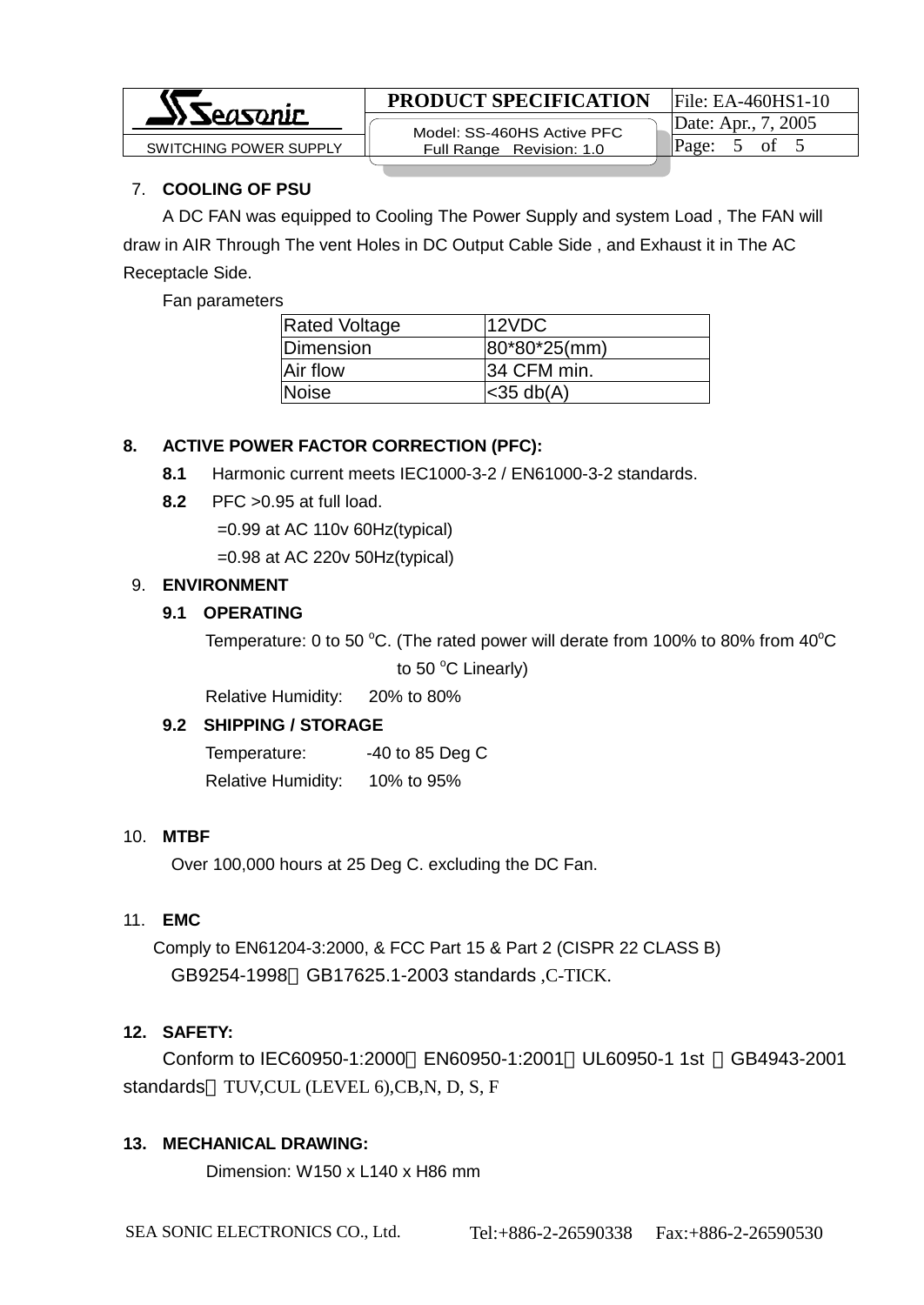7. **COOLING OF PSU**

A DC FAN was equipped to Cooling The Power Supply and system Load , The FAN will draw in AIR Through The vent Holes in DC Output Cable Side , and Exhaust it in The AC Receptacle Side.

Fan parameters

| | |
|---|---|
| Rated Voltage | 12VDC |
| Dimension | 80*80*25(mm) |
| Air flow | 34 CFM min. |
| Noise | <35 db(A) |

**8. ACTIVE POWER FACTOR CORRECTION (PFC):**

**8.1** Harmonic current meets IEC1000-3-2 / EN61000-3-2 standards.

**8.2** PFC >0.95 at full load.

=0.99 at AC 110v 60Hz(typical)

=0.98 at AC 220v 50Hz(typical)

9. **ENVIRONMENT**

**9.1 OPERATING**

Temperature: 0 to 50 °C. (The rated power will derate from 100% to 80% from 40°C to 50 °C Linearly)

Relative Humidity: 20% to 80%

**9.2 SHIPPING / STORAGE**

Temperature: -40 to 85 Deg C

Relative Humidity: 10% to 95%

10. **MTBF**

Over 100,000 hours at 25 Deg C. excluding the DC Fan.

11. **EMC**

Comply to EN61204-3:2000, & FCC Part 15 & Part 2 (CISPR 22 CLASS B)
GB9254-1998，GB17625.1-2003 standards ,C-TICK.

**12. SAFETY:**

Conform to IEC60950-1:2000，EN60950-1:2001，UL60950-1 1st ，GB4943-2001 standards，TUV,CUL (LEVEL 6),CB,N, D, S, F

**13. MECHANICAL DRAWING:**

Dimension: W150 x L140 x H86 mm

SEA SONIC ELECTRONICS CO., Ltd. Tel:+886-2-26590338 Fax:+886-2-26590530